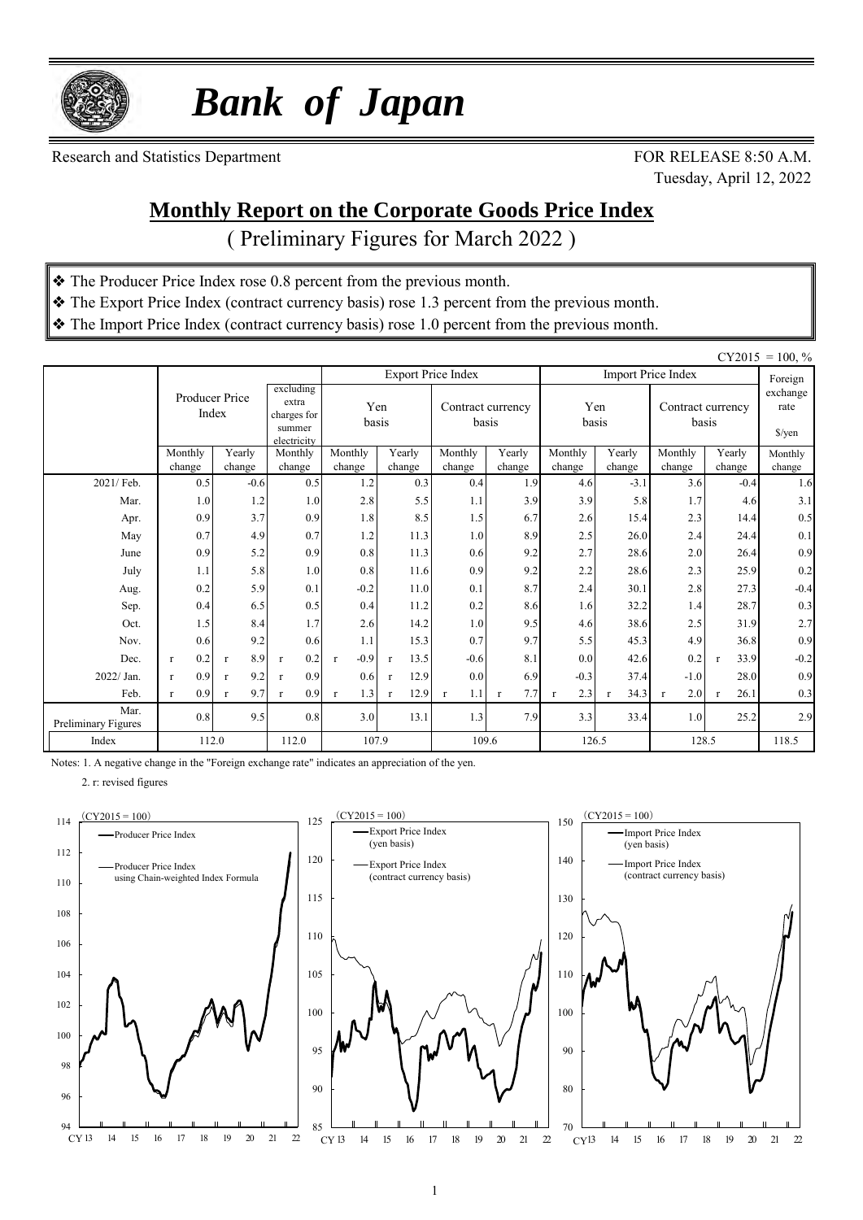# *Bank of Japan*

Research and Statistics Department

FOR RELEASE 8:50 A.M.
Tuesday, April 12, 2022

## Monthly Report on the Corporate Goods Price Index

( Preliminary Figures for March 2022 )

❖ The Producer Price Index rose 0.8 percent from the previous month.

❖ The Export Price Index (contract currency basis) rose 1.3 percent from the previous month.

❖ The Import Price Index (contract currency basis) rose 1.0 percent from the previous month.

CY2015 = 100, %

| | Producer Price Index | | excluding extra charges for summer electricity | Export Price Index | | | | Import Price Index | | | | Foreign exchange rate $/yen |
|---|---|---|---|---|---|---|---|---|---|---|---|---|
| | | | | Yen basis | | Contract currency basis | | Yen basis | | Contract currency basis | | |
| | Monthly change | Yearly change | Monthly change | Monthly change | Yearly change | Monthly change | Yearly change | Monthly change | Yearly change | Monthly change | Yearly change | Monthly change |
| 2021/ Feb. | 0.5 | -0.6 | 0.5 | 1.2 | 0.3 | 0.4 | 1.9 | 4.6 | -3.1 | 3.6 | -0.4 | 1.6 |
| Mar. | 1.0 | 1.2 | 1.0 | 2.8 | 5.5 | 1.1 | 3.9 | 3.9 | 5.8 | 1.7 | 4.6 | 3.1 |
| Apr. | 0.9 | 3.7 | 0.9 | 1.8 | 8.5 | 1.5 | 6.7 | 2.6 | 15.4 | 2.3 | 14.4 | 0.5 |
| May | 0.7 | 4.9 | 0.7 | 1.2 | 11.3 | 1.0 | 8.9 | 2.5 | 26.0 | 2.4 | 24.4 | 0.1 |
| June | 0.9 | 5.2 | 0.9 | 0.8 | 11.3 | 0.6 | 9.2 | 2.7 | 28.6 | 2.0 | 26.4 | 0.9 |
| July | 1.1 | 5.8 | 1.0 | 0.8 | 11.6 | 0.9 | 9.2 | 2.2 | 28.6 | 2.3 | 25.9 | 0.2 |
| Aug. | 0.2 | 5.9 | 0.1 | -0.2 | 11.0 | 0.1 | 8.7 | 2.4 | 30.1 | 2.8 | 27.3 | -0.4 |
| Sep. | 0.4 | 6.5 | 0.5 | 0.4 | 11.2 | 0.2 | 8.6 | 1.6 | 32.2 | 1.4 | 28.7 | 0.3 |
| Oct. | 1.5 | 8.4 | 1.7 | 2.6 | 14.2 | 1.0 | 9.5 | 4.6 | 38.6 | 2.5 | 31.9 | 2.7 |
| Nov. | 0.6 | 9.2 | 0.6 | 1.1 | 15.3 | 0.7 | 9.7 | 5.5 | 45.3 | 4.9 | 36.8 | 0.9 |
| Dec. | r 0.2 | r 8.9 | r 0.2 | r -0.9 | r 13.5 | -0.6 | 8.1 | 0.0 | 42.6 | 0.2 | r 33.9 | -0.2 |
| 2022/ Jan. | r 0.9 | r 9.2 | r 0.9 | 0.6 | r 12.9 | 0.0 | 6.9 | -0.3 | 37.4 | -1.0 | 28.0 | 0.9 |
| Feb. | r 0.9 | r 9.7 | r 0.9 | r 1.3 | r 12.9 | r 1.1 | r 7.7 | r 2.3 | r 34.3 | r 2.0 | r 26.1 | 0.3 |
| Mar. Preliminary Figures | 0.8 | 9.5 | 0.8 | 3.0 | 13.1 | 1.3 | 7.9 | 3.3 | 33.4 | 1.0 | 25.2 | 2.9 |
| Index | 112.0 | | 112.0 | 107.9 | | 109.6 | | 126.5 | | 128.5 | | 118.5 |

Notes: 1. A negative change in the "Foreign exchange rate" indicates an appreciation of the yen.

2. r: revised figures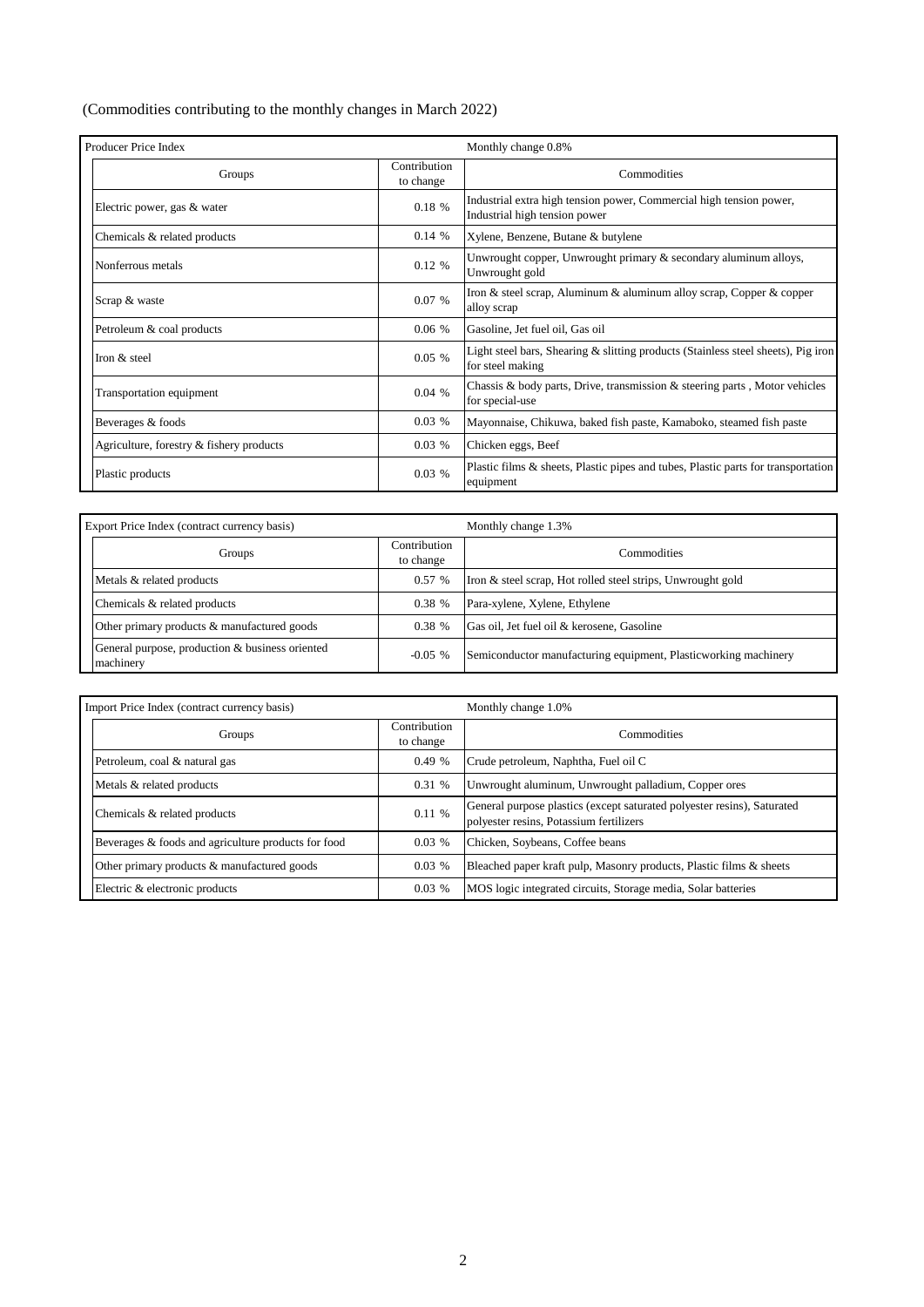(Commodities contributing to the monthly changes in March 2022)

| Producer Price Index | | Monthly change 0.8% |
|---|---|---|
| Groups | Contribution to change | Commodities |
| Electric power, gas & water | 0.18 % | Industrial extra high tension power, Commercial high tension power, Industrial high tension power |
| Chemicals & related products | 0.14 % | Xylene, Benzene, Butane & butylene |
| Nonferrous metals | 0.12 % | Unwrought copper, Unwrought primary & secondary aluminum alloys, Unwrought gold |
| Scrap & waste | 0.07 % | Iron & steel scrap, Aluminum & aluminum alloy scrap, Copper & copper alloy scrap |
| Petroleum & coal products | 0.06 % | Gasoline, Jet fuel oil, Gas oil |
| Iron & steel | 0.05 % | Light steel bars, Shearing & slitting products (Stainless steel sheets), Pig iron for steel making |
| Transportation equipment | 0.04 % | Chassis & body parts, Drive, transmission & steering parts , Motor vehicles for special-use |
| Beverages & foods | 0.03 % | Mayonnaise, Chikuwa, baked fish paste, Kamaboko, steamed fish paste |
| Agriculture, forestry & fishery products | 0.03 % | Chicken eggs, Beef |
| Plastic products | 0.03 % | Plastic films & sheets, Plastic pipes and tubes, Plastic parts for transportation equipment |

| Export Price Index (contract currency basis) | | Monthly change 1.3% |
|---|---|---|
| Groups | Contribution to change | Commodities |
| Metals & related products | 0.57 % | Iron & steel scrap, Hot rolled steel strips, Unwrought gold |
| Chemicals & related products | 0.38 % | Para-xylene, Xylene, Ethylene |
| Other primary products & manufactured goods | 0.38 % | Gas oil, Jet fuel oil & kerosene, Gasoline |
| General purpose, production & business oriented machinery | -0.05 % | Semiconductor manufacturing equipment, Plasticworking machinery |

| Import Price Index (contract currency basis) | | Monthly change 1.0% |
|---|---|---|
| Groups | Contribution to change | Commodities |
| Petroleum, coal & natural gas | 0.49 % | Crude petroleum, Naphtha, Fuel oil C |
| Metals & related products | 0.31 % | Unwrought aluminum, Unwrought palladium, Copper ores |
| Chemicals & related products | 0.11 % | General purpose plastics (except saturated polyester resins), Saturated polyester resins, Potassium fertilizers |
| Beverages & foods and agriculture products for food | 0.03 % | Chicken, Soybeans, Coffee beans |
| Other primary products & manufactured goods | 0.03 % | Bleached paper kraft pulp, Masonry products, Plastic films & sheets |
| Electric & electronic products | 0.03 % | MOS logic integrated circuits, Storage media, Solar batteries |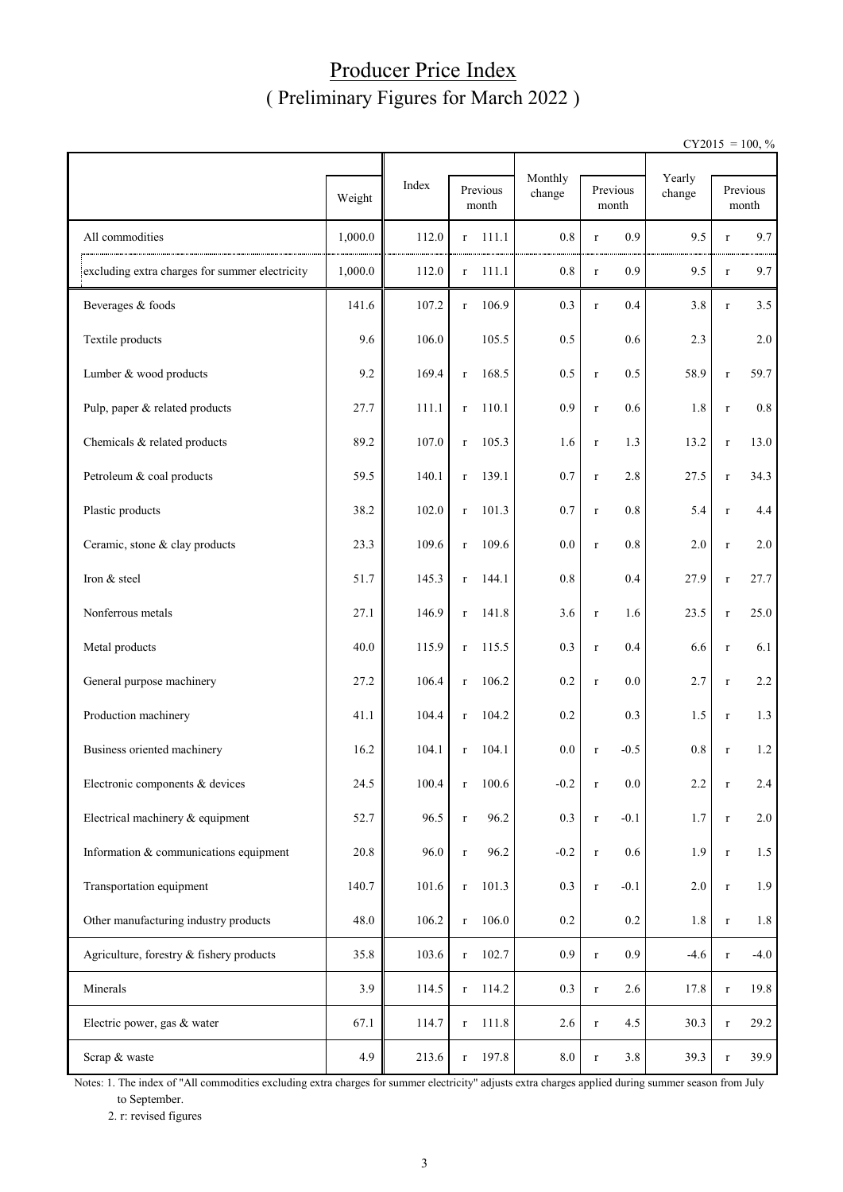# Producer Price Index
## ( Preliminary Figures for March 2022 )

CY2015 = 100, %

| | Weight | Index | Previous month | Monthly change | Previous month | Yearly change | Previous month |
|---|---|---|---|---|---|---|---|
| All commodities | 1,000.0 | 112.0 | r 111.1 | 0.8 | r 0.9 | 9.5 | r 9.7 |
| excluding extra charges for summer electricity | 1,000.0 | 112.0 | r 111.1 | 0.8 | r 0.9 | 9.5 | r 9.7 |
| Beverages & foods | 141.6 | 107.2 | r 106.9 | 0.3 | r 0.4 | 3.8 | r 3.5 |
| Textile products | 9.6 | 106.0 | 105.5 | 0.5 | 0.6 | 2.3 | 2.0 |
| Lumber & wood products | 9.2 | 169.4 | r 168.5 | 0.5 | r 0.5 | 58.9 | r 59.7 |
| Pulp, paper & related products | 27.7 | 111.1 | r 110.1 | 0.9 | r 0.6 | 1.8 | r 0.8 |
| Chemicals & related products | 89.2 | 107.0 | r 105.3 | 1.6 | r 1.3 | 13.2 | r 13.0 |
| Petroleum & coal products | 59.5 | 140.1 | r 139.1 | 0.7 | r 2.8 | 27.5 | r 34.3 |
| Plastic products | 38.2 | 102.0 | r 101.3 | 0.7 | r 0.8 | 5.4 | r 4.4 |
| Ceramic, stone & clay products | 23.3 | 109.6 | r 109.6 | 0.0 | r 0.8 | 2.0 | r 2.0 |
| Iron & steel | 51.7 | 145.3 | r 144.1 | 0.8 | 0.4 | 27.9 | r 27.7 |
| Nonferrous metals | 27.1 | 146.9 | r 141.8 | 3.6 | r 1.6 | 23.5 | r 25.0 |
| Metal products | 40.0 | 115.9 | r 115.5 | 0.3 | r 0.4 | 6.6 | r 6.1 |
| General purpose machinery | 27.2 | 106.4 | r 106.2 | 0.2 | r 0.0 | 2.7 | r 2.2 |
| Production machinery | 41.1 | 104.4 | r 104.2 | 0.2 | 0.3 | 1.5 | r 1.3 |
| Business oriented machinery | 16.2 | 104.1 | r 104.1 | 0.0 | r -0.5 | 0.8 | r 1.2 |
| Electronic components & devices | 24.5 | 100.4 | r 100.6 | -0.2 | r 0.0 | 2.2 | r 2.4 |
| Electrical machinery & equipment | 52.7 | 96.5 | r 96.2 | 0.3 | r -0.1 | 1.7 | r 2.0 |
| Information & communications equipment | 20.8 | 96.0 | r 96.2 | -0.2 | r 0.6 | 1.9 | r 1.5 |
| Transportation equipment | 140.7 | 101.6 | r 101.3 | 0.3 | r -0.1 | 2.0 | r 1.9 |
| Other manufacturing industry products | 48.0 | 106.2 | r 106.0 | 0.2 | 0.2 | 1.8 | r 1.8 |
| Agriculture, forestry & fishery products | 35.8 | 103.6 | r 102.7 | 0.9 | r 0.9 | -4.6 | r -4.0 |
| Minerals | 3.9 | 114.5 | r 114.2 | 0.3 | r 2.6 | 17.8 | r 19.8 |
| Electric power, gas & water | 67.1 | 114.7 | r 111.8 | 2.6 | r 4.5 | 30.3 | r 29.2 |
| Scrap & waste | 4.9 | 213.6 | r 197.8 | 8.0 | r 3.8 | 39.3 | r 39.9 |

Notes: 1. The index of "All commodities excluding extra charges for summer electricity" adjusts extra charges applied during summer season from July to September.

2. r: revised figures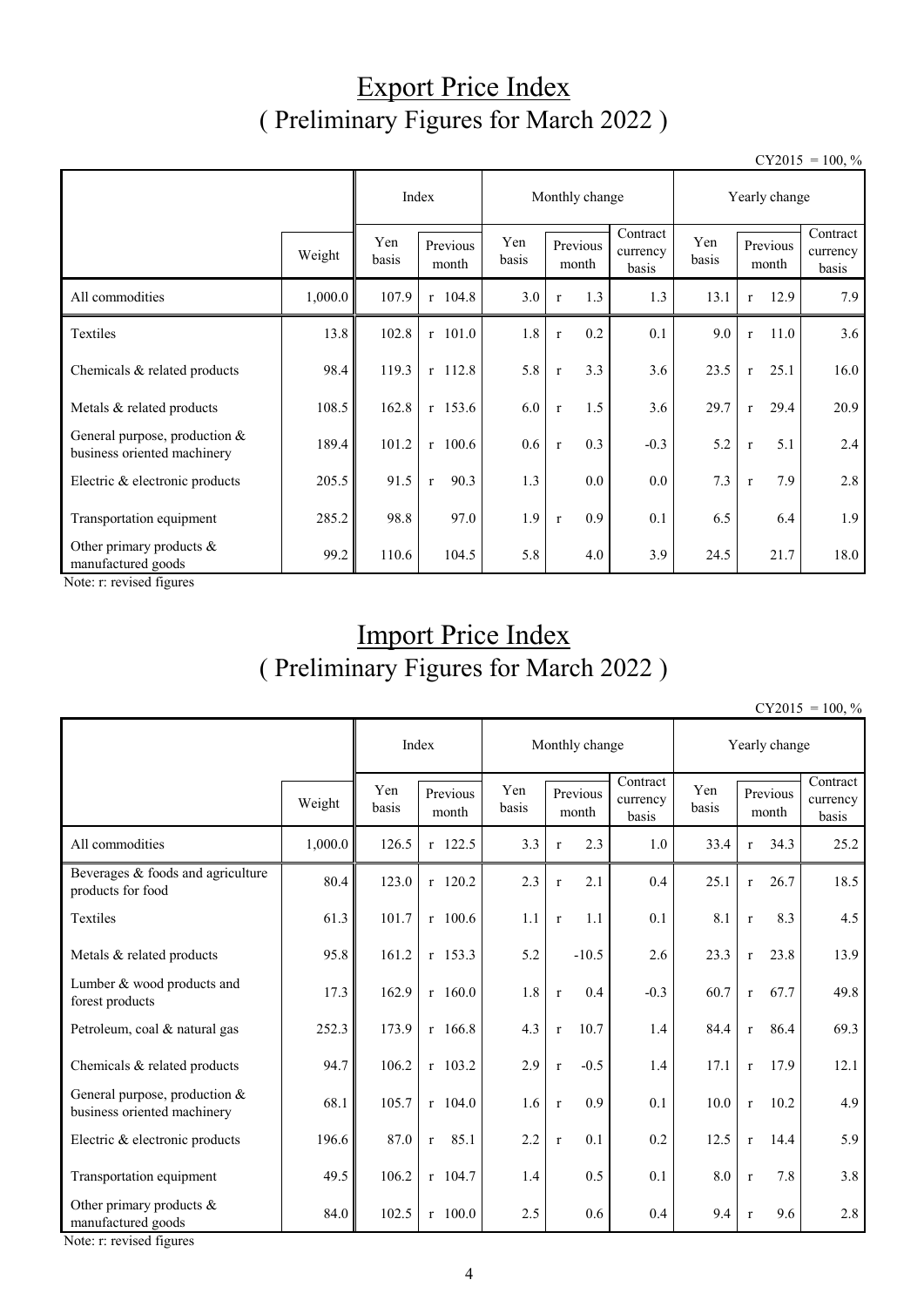# Export Price Index
## ( Preliminary Figures for March 2022 )

CY2015 = 100, %

| | | Index | | Monthly change | | | Yearly change | | |
|---|---|---|---|---|---|---|---|---|---|
| | Weight | Yen basis | Previous month | Yen basis | Previous month | Contract currency basis | Yen basis | Previous month | Contract currency basis |
| All commodities | 1,000.0 | 107.9 | r 104.8 | 3.0 | r 1.3 | 1.3 | 13.1 | r 12.9 | 7.9 |
| Textiles | 13.8 | 102.8 | r 101.0 | 1.8 | r 0.2 | 0.1 | 9.0 | r 11.0 | 3.6 |
| Chemicals & related products | 98.4 | 119.3 | r 112.8 | 5.8 | r 3.3 | 3.6 | 23.5 | r 25.1 | 16.0 |
| Metals & related products | 108.5 | 162.8 | r 153.6 | 6.0 | r 1.5 | 3.6 | 29.7 | r 29.4 | 20.9 |
| General purpose, production & business oriented machinery | 189.4 | 101.2 | r 100.6 | 0.6 | r 0.3 | -0.3 | 5.2 | r 5.1 | 2.4 |
| Electric & electronic products | 205.5 | 91.5 | r 90.3 | 1.3 | 0.0 | 0.0 | 7.3 | r 7.9 | 2.8 |
| Transportation equipment | 285.2 | 98.8 | 97.0 | 1.9 | r 0.9 | 0.1 | 6.5 | 6.4 | 1.9 |
| Other primary products & manufactured goods | 99.2 | 110.6 | 104.5 | 5.8 | 4.0 | 3.9 | 24.5 | 21.7 | 18.0 |

Note: r: revised figures

# Import Price Index
## ( Preliminary Figures for March 2022 )

CY2015 = 100, %

| | | Index | | Monthly change | | | Yearly change | | |
|---|---|---|---|---|---|---|---|---|---|
| | Weight | Yen basis | Previous month | Yen basis | Previous month | Contract currency basis | Yen basis | Previous month | Contract currency basis |
| All commodities | 1,000.0 | 126.5 | r 122.5 | 3.3 | r 2.3 | 1.0 | 33.4 | r 34.3 | 25.2 |
| Beverages & foods and agriculture products for food | 80.4 | 123.0 | r 120.2 | 2.3 | r 2.1 | 0.4 | 25.1 | r 26.7 | 18.5 |
| Textiles | 61.3 | 101.7 | r 100.6 | 1.1 | r 1.1 | 0.1 | 8.1 | r 8.3 | 4.5 |
| Metals & related products | 95.8 | 161.2 | r 153.3 | 5.2 | -10.5 | 2.6 | 23.3 | r 23.8 | 13.9 |
| Lumber & wood products and forest products | 17.3 | 162.9 | r 160.0 | 1.8 | r 0.4 | -0.3 | 60.7 | r 67.7 | 49.8 |
| Petroleum, coal & natural gas | 252.3 | 173.9 | r 166.8 | 4.3 | r 10.7 | 1.4 | 84.4 | r 86.4 | 69.3 |
| Chemicals & related products | 94.7 | 106.2 | r 103.2 | 2.9 | r -0.5 | 1.4 | 17.1 | r 17.9 | 12.1 |
| General purpose, production & business oriented machinery | 68.1 | 105.7 | r 104.0 | 1.6 | r 0.9 | 0.1 | 10.0 | r 10.2 | 4.9 |
| Electric & electronic products | 196.6 | 87.0 | r 85.1 | 2.2 | r 0.1 | 0.2 | 12.5 | r 14.4 | 5.9 |
| Transportation equipment | 49.5 | 106.2 | r 104.7 | 1.4 | 0.5 | 0.1 | 8.0 | r 7.8 | 3.8 |
| Other primary products & manufactured goods | 84.0 | 102.5 | r 100.0 | 2.5 | 0.6 | 0.4 | 9.4 | r 9.6 | 2.8 |

Note: r: revised figures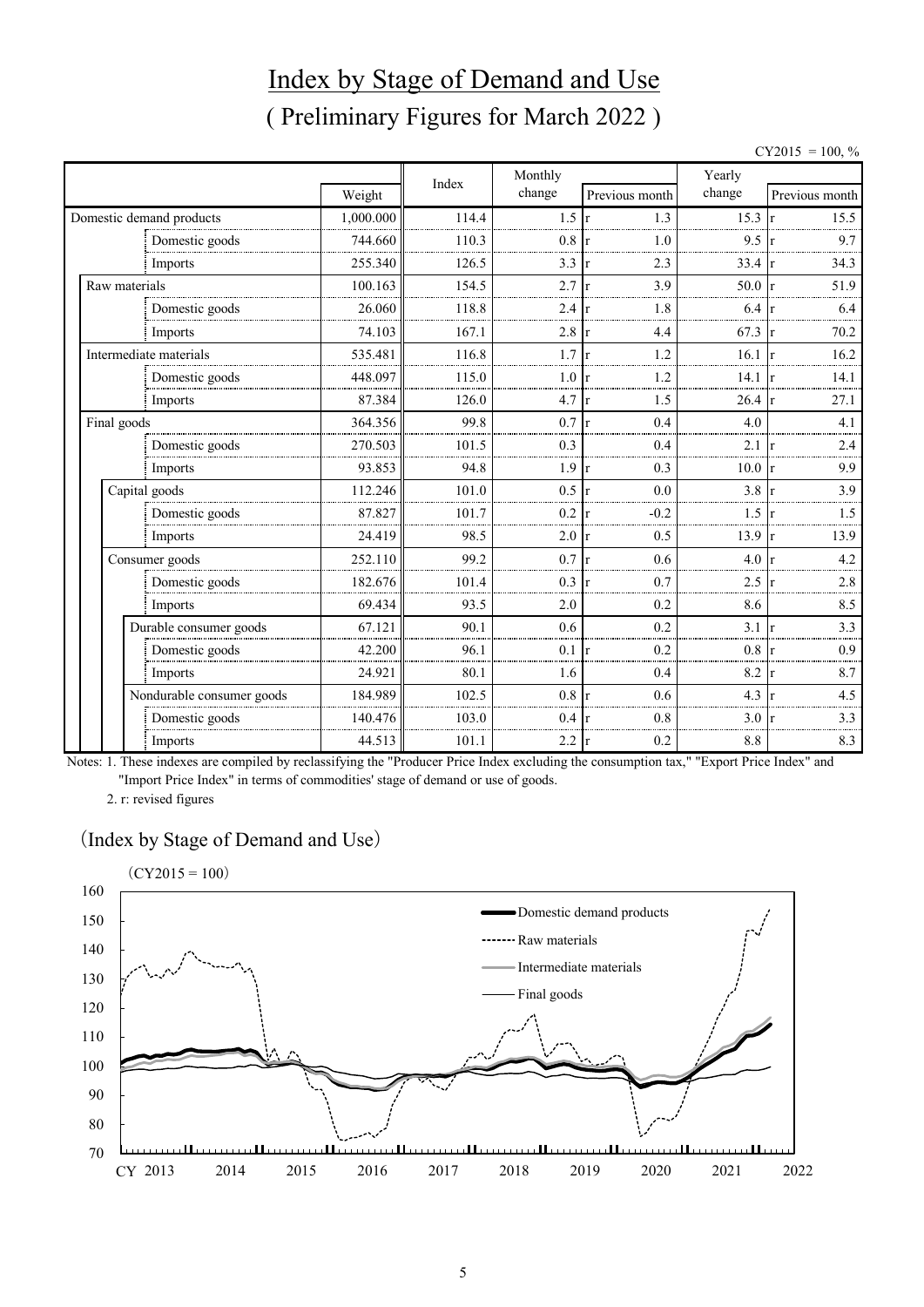# Index by Stage of Demand and Use

## ( Preliminary Figures for March 2022 )

CY2015 = 100, %

| | Weight | Index | Monthly change | Previous month | Yearly change | Previous month |
|---|---|---|---|---|---|---|
| Domestic demand products | 1,000.000 | 114.4 | 1.5 | r 1.3 | 15.3 | r 15.5 |
| Domestic goods | 744.660 | 110.3 | 0.8 | r 1.0 | 9.5 | r 9.7 |
| Imports | 255.340 | 126.5 | 3.3 | r 2.3 | 33.4 | r 34.3 |
| Raw materials | 100.163 | 154.5 | 2.7 | r 3.9 | 50.0 | r 51.9 |
| Domestic goods | 26.060 | 118.8 | 2.4 | r 1.8 | 6.4 | r 6.4 |
| Imports | 74.103 | 167.1 | 2.8 | r 4.4 | 67.3 | r 70.2 |
| Intermediate materials | 535.481 | 116.8 | 1.7 | r 1.2 | 16.1 | r 16.2 |
| Domestic goods | 448.097 | 115.0 | 1.0 | r 1.2 | 14.1 | r 14.1 |
| Imports | 87.384 | 126.0 | 4.7 | r 1.5 | 26.4 | r 27.1 |
| Final goods | 364.356 | 99.8 | 0.7 | r 0.4 | 4.0 | 4.1 |
| Domestic goods | 270.503 | 101.5 | 0.3 | 0.4 | 2.1 | r 2.4 |
| Imports | 93.853 | 94.8 | 1.9 | r 0.3 | 10.0 | r 9.9 |
| Capital goods | 112.246 | 101.0 | 0.5 | r 0.0 | 3.8 | r 3.9 |
| Domestic goods | 87.827 | 101.7 | 0.2 | r -0.2 | 1.5 | r 1.5 |
| Imports | 24.419 | 98.5 | 2.0 | r 0.5 | 13.9 | r 13.9 |
| Consumer goods | 252.110 | 99.2 | 0.7 | r 0.6 | 4.0 | r 4.2 |
| Domestic goods | 182.676 | 101.4 | 0.3 | r 0.7 | 2.5 | r 2.8 |
| Imports | 69.434 | 93.5 | 2.0 | 0.2 | 8.6 | 8.5 |
| Durable consumer goods | 67.121 | 90.1 | 0.6 | 0.2 | 3.1 | r 3.3 |
| Domestic goods | 42.200 | 96.1 | 0.1 | r 0.2 | 0.8 | r 0.9 |
| Imports | 24.921 | 80.1 | 1.6 | 0.4 | 8.2 | r 8.7 |
| Nondurable consumer goods | 184.989 | 102.5 | 0.8 | r 0.6 | 4.3 | r 4.5 |
| Domestic goods | 140.476 | 103.0 | 0.4 | r 0.8 | 3.0 | r 3.3 |
| Imports | 44.513 | 101.1 | 2.2 | r 0.2 | 8.8 | 8.3 |

Notes: 1. These indexes are compiled by reclassifying the "Producer Price Index excluding the consumption tax," "Export Price Index" and "Import Price Index" in terms of commodities' stage of demand or use of goods.

2. r: revised figures

（Index by Stage of Demand and Use）

(CY2015 = 100)

Legend: Domestic demand products; Raw materials; Intermediate materials; Final goods

Vertical axis: 70 – 160; Horizontal axis: CY 2013 – 2022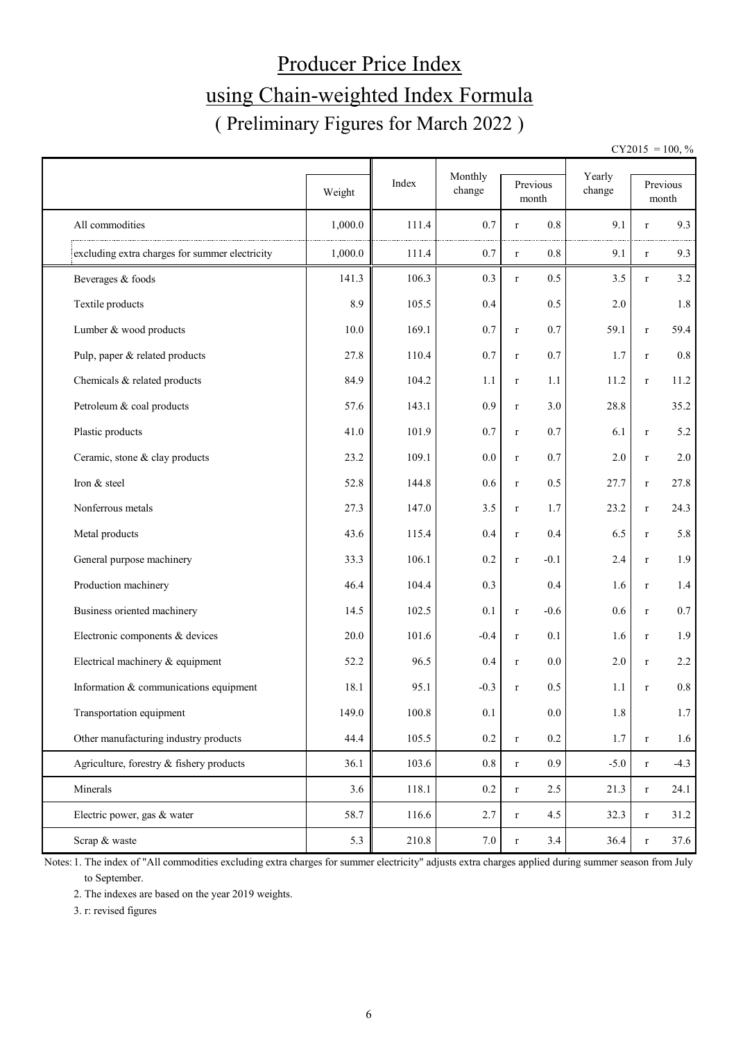# Producer Price Index

# using Chain-weighted Index Formula

## ( Preliminary Figures for March 2022 )

CY2015 = 100, %

| | Weight | Index | Monthly change | Previous month | | Yearly change | Previous month | |
|---|---|---|---|---|---|---|---|---|
| All commodities | 1,000.0 | 111.4 | 0.7 | r | 0.8 | 9.1 | r | 9.3 |
| excluding extra charges for summer electricity | 1,000.0 | 111.4 | 0.7 | r | 0.8 | 9.1 | r | 9.3 |
| Beverages & foods | 141.3 | 106.3 | 0.3 | r | 0.5 | 3.5 | r | 3.2 |
| Textile products | 8.9 | 105.5 | 0.4 | | 0.5 | 2.0 | | 1.8 |
| Lumber & wood products | 10.0 | 169.1 | 0.7 | r | 0.7 | 59.1 | r | 59.4 |
| Pulp, paper & related products | 27.8 | 110.4 | 0.7 | r | 0.7 | 1.7 | r | 0.8 |
| Chemicals & related products | 84.9 | 104.2 | 1.1 | r | 1.1 | 11.2 | r | 11.2 |
| Petroleum & coal products | 57.6 | 143.1 | 0.9 | r | 3.0 | 28.8 | | 35.2 |
| Plastic products | 41.0 | 101.9 | 0.7 | r | 0.7 | 6.1 | r | 5.2 |
| Ceramic, stone & clay products | 23.2 | 109.1 | 0.0 | r | 0.7 | 2.0 | r | 2.0 |
| Iron & steel | 52.8 | 144.8 | 0.6 | r | 0.5 | 27.7 | r | 27.8 |
| Nonferrous metals | 27.3 | 147.0 | 3.5 | r | 1.7 | 23.2 | r | 24.3 |
| Metal products | 43.6 | 115.4 | 0.4 | r | 0.4 | 6.5 | r | 5.8 |
| General purpose machinery | 33.3 | 106.1 | 0.2 | r | -0.1 | 2.4 | r | 1.9 |
| Production machinery | 46.4 | 104.4 | 0.3 | | 0.4 | 1.6 | r | 1.4 |
| Business oriented machinery | 14.5 | 102.5 | 0.1 | r | -0.6 | 0.6 | r | 0.7 |
| Electronic components & devices | 20.0 | 101.6 | -0.4 | r | 0.1 | 1.6 | r | 1.9 |
| Electrical machinery & equipment | 52.2 | 96.5 | 0.4 | r | 0.0 | 2.0 | r | 2.2 |
| Information & communications equipment | 18.1 | 95.1 | -0.3 | r | 0.5 | 1.1 | r | 0.8 |
| Transportation equipment | 149.0 | 100.8 | 0.1 | | 0.0 | 1.8 | | 1.7 |
| Other manufacturing industry products | 44.4 | 105.5 | 0.2 | r | 0.2 | 1.7 | r | 1.6 |
| Agriculture, forestry & fishery products | 36.1 | 103.6 | 0.8 | r | 0.9 | -5.0 | r | -4.3 |
| Minerals | 3.6 | 118.1 | 0.2 | r | 2.5 | 21.3 | r | 24.1 |
| Electric power, gas & water | 58.7 | 116.6 | 2.7 | r | 4.5 | 32.3 | r | 31.2 |
| Scrap & waste | 5.3 | 210.8 | 7.0 | r | 3.4 | 36.4 | r | 37.6 |

Notes: 1. The index of "All commodities excluding extra charges for summer electricity" adjusts extra charges applied during summer season from July to September.

2. The indexes are based on the year 2019 weights.

3. r: revised figures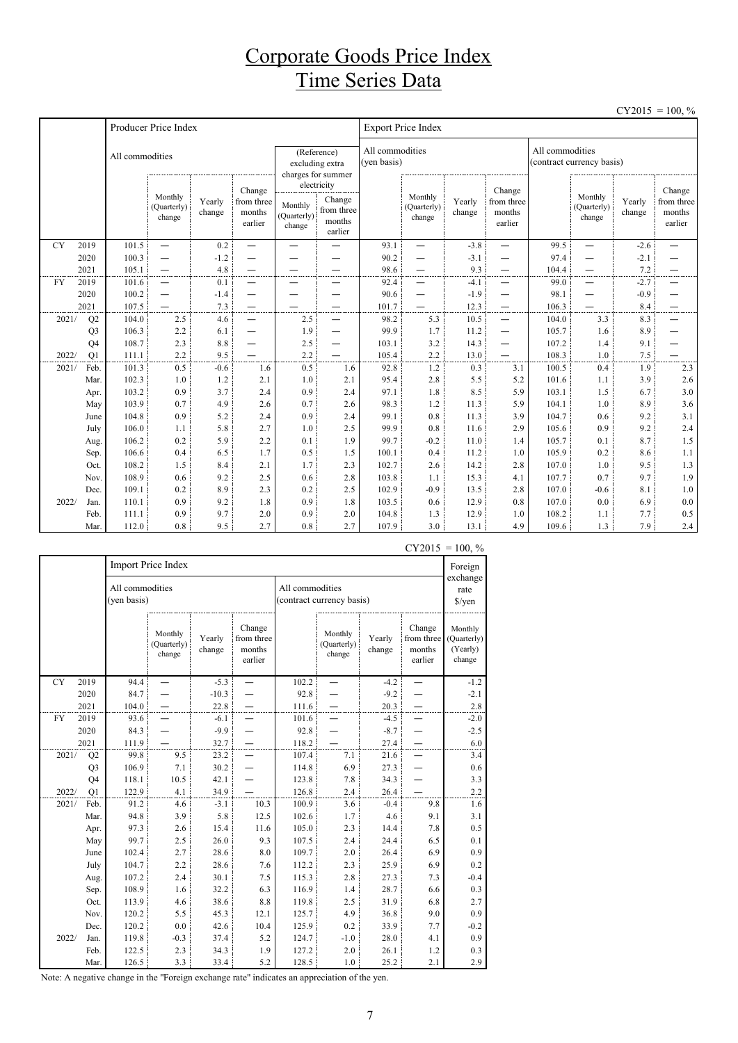# Corporate Goods Price Index
# Time Series Data

CY2015 = 100, %

| | | Producer Price Index | | | | | | Export Price Index | | | | | | | |
|---|---|---|---|---|---|---|---|---|---|---|---|---|---|---|---|
| | | All commodities | | | | (Reference) excluding extra charges for summer electricity | | All commodities (yen basis) | | | | All commodities (contract currency basis) | | | |
| | | | Monthly (Quarterly) change | Yearly change | Change from three months earlier | Monthly (Quarterly) change | Change from three months earlier | | Monthly (Quarterly) change | Yearly change | Change from three months earlier | | Monthly (Quarterly) change | Yearly change | Change from three months earlier |
| CY | 2019 | 101.5 | ― | 0.2 | ― | ― | ― | 93.1 | ― | -3.8 | ― | 99.5 | ― | -2.6 | ― |
| | 2020 | 100.3 | ― | -1.2 | ― | ― | ― | 90.2 | ― | -3.1 | ― | 97.4 | ― | -2.1 | ― |
| | 2021 | 105.1 | ― | 4.8 | ― | ― | ― | 98.6 | ― | 9.3 | ― | 104.4 | ― | 7.2 | ― |
| FY | 2019 | 101.6 | ― | 0.1 | ― | ― | ― | 92.4 | ― | -4.1 | ― | 99.0 | ― | -2.7 | ― |
| | 2020 | 100.2 | ― | -1.4 | ― | ― | ― | 90.6 | ― | -1.9 | ― | 98.1 | ― | -0.9 | ― |
| | 2021 | 107.5 | ― | 7.3 | ― | ― | ― | 101.7 | ― | 12.3 | ― | 106.3 | ― | 8.4 | ― |
| 2021/ | Q2 | 104.0 | 2.5 | 4.6 | ― | 2.5 | ― | 98.2 | 5.3 | 10.5 | ― | 104.0 | 3.3 | 8.3 | ― |
| | Q3 | 106.3 | 2.2 | 6.1 | ― | 1.9 | ― | 99.9 | 1.7 | 11.2 | ― | 105.7 | 1.6 | 8.9 | ― |
| | Q4 | 108.7 | 2.3 | 8.8 | ― | 2.5 | ― | 103.1 | 3.2 | 14.3 | ― | 107.2 | 1.4 | 9.1 | ― |
| 2022/ | Q1 | 111.1 | 2.2 | 9.5 | ― | 2.2 | ― | 105.4 | 2.2 | 13.0 | ― | 108.3 | 1.0 | 7.5 | ― |
| 2021/ | Feb. | 101.3 | 0.5 | -0.6 | 1.6 | 0.5 | 1.6 | 92.8 | 1.2 | 0.3 | 3.1 | 100.5 | 0.4 | 1.9 | 2.3 |
| | Mar. | 102.3 | 1.0 | 1.2 | 2.1 | 1.0 | 2.1 | 95.4 | 2.8 | 5.5 | 5.2 | 101.6 | 1.1 | 3.9 | 2.6 |
| | Apr. | 103.2 | 0.9 | 3.7 | 2.4 | 0.9 | 2.4 | 97.1 | 1.8 | 8.5 | 5.9 | 103.1 | 1.5 | 6.7 | 3.0 |
| | May | 103.9 | 0.7 | 4.9 | 2.6 | 0.7 | 2.6 | 98.3 | 1.2 | 11.3 | 5.9 | 104.1 | 1.0 | 8.9 | 3.6 |
| | June | 104.8 | 0.9 | 5.2 | 2.4 | 0.9 | 2.4 | 99.1 | 0.8 | 11.3 | 3.9 | 104.7 | 0.6 | 9.2 | 3.1 |
| | July | 106.0 | 1.1 | 5.8 | 2.7 | 1.0 | 2.5 | 99.9 | 0.8 | 11.6 | 2.9 | 105.6 | 0.9 | 9.2 | 2.4 |
| | Aug. | 106.2 | 0.2 | 5.9 | 2.2 | 0.1 | 1.9 | 99.7 | -0.2 | 11.0 | 1.4 | 105.7 | 0.1 | 8.7 | 1.5 |
| | Sep. | 106.6 | 0.4 | 6.5 | 1.7 | 0.5 | 1.5 | 100.1 | 0.4 | 11.2 | 1.0 | 105.9 | 0.2 | 8.6 | 1.1 |
| | Oct. | 108.2 | 1.5 | 8.4 | 2.1 | 1.7 | 2.3 | 102.7 | 2.6 | 14.2 | 2.8 | 107.0 | 1.0 | 9.5 | 1.3 |
| | Nov. | 108.9 | 0.6 | 9.2 | 2.5 | 0.6 | 2.8 | 103.8 | 1.1 | 15.3 | 4.1 | 107.7 | 0.7 | 9.7 | 1.9 |
| | Dec. | 109.1 | 0.2 | 8.9 | 2.3 | 0.2 | 2.5 | 102.9 | -0.9 | 13.5 | 2.8 | 107.0 | -0.6 | 8.1 | 1.0 |
| 2022/ | Jan. | 110.1 | 0.9 | 9.2 | 1.8 | 0.9 | 1.8 | 103.5 | 0.6 | 12.9 | 0.8 | 107.0 | 0.0 | 6.9 | 0.0 |
| | Feb. | 111.1 | 0.9 | 9.7 | 2.0 | 0.9 | 2.0 | 104.8 | 1.3 | 12.9 | 1.0 | 108.2 | 1.1 | 7.7 | 0.5 |
| | Mar. | 112.0 | 0.8 | 9.5 | 2.7 | 0.8 | 2.7 | 107.9 | 3.0 | 13.1 | 4.9 | 109.6 | 1.3 | 7.9 | 2.4 |

CY2015 = 100, %

| | | Import Price Index | | | | | | | | Foreign exchange rate $/yen |
|---|---|---|---|---|---|---|---|---|---|---|
| | | All commodities (yen basis) | | | | All commodities (contract currency basis) | | | | |
| | | | Monthly (Quarterly) change | Yearly change | Change from three months earlier | | Monthly (Quarterly) change | Yearly change | Change from three months earlier | Monthly (Quarterly) (Yearly) change |
| CY | 2019 | 94.4 | ― | -5.3 | ― | 102.2 | ― | -4.2 | ― | -1.2 |
| | 2020 | 84.7 | ― | -10.3 | ― | 92.8 | ― | -9.2 | ― | -2.1 |
| | 2021 | 104.0 | ― | 22.8 | ― | 111.6 | ― | 20.3 | ― | 2.8 |
| FY | 2019 | 93.6 | ― | -6.1 | ― | 101.6 | ― | -4.5 | ― | -2.0 |
| | 2020 | 84.3 | ― | -9.9 | ― | 92.8 | ― | -8.7 | ― | -2.5 |
| | 2021 | 111.9 | ― | 32.7 | ― | 118.2 | ― | 27.4 | ― | 6.0 |
| 2021/ | Q2 | 99.8 | 9.5 | 23.2 | ― | 107.4 | 7.1 | 21.6 | ― | 3.4 |
| | Q3 | 106.9 | 7.1 | 30.2 | ― | 114.8 | 6.9 | 27.3 | ― | 0.6 |
| | Q4 | 118.1 | 10.5 | 42.1 | ― | 123.8 | 7.8 | 34.3 | ― | 3.3 |
| 2022/ | Q1 | 122.9 | 4.1 | 34.9 | ― | 126.8 | 2.4 | 26.4 | ― | 2.2 |
| 2021/ | Feb. | 91.2 | 4.6 | -3.1 | 10.3 | 100.9 | 3.6 | -0.4 | 9.8 | 1.6 |
| | Mar. | 94.8 | 3.9 | 5.8 | 12.5 | 102.6 | 1.7 | 4.6 | 9.1 | 3.1 |
| | Apr. | 97.3 | 2.6 | 15.4 | 11.6 | 105.0 | 2.3 | 14.4 | 7.8 | 0.5 |
| | May | 99.7 | 2.5 | 26.0 | 9.3 | 107.5 | 2.4 | 24.4 | 6.5 | 0.1 |
| | June | 102.4 | 2.7 | 28.6 | 8.0 | 109.7 | 2.0 | 26.4 | 6.9 | 0.9 |
| | July | 104.7 | 2.2 | 28.6 | 7.6 | 112.2 | 2.3 | 25.9 | 6.9 | 0.2 |
| | Aug. | 107.2 | 2.4 | 30.1 | 7.5 | 115.3 | 2.8 | 27.3 | 7.3 | -0.4 |
| | Sep. | 108.9 | 1.6 | 32.2 | 6.3 | 116.9 | 1.4 | 28.7 | 6.6 | 0.3 |
| | Oct. | 113.9 | 4.6 | 38.6 | 8.8 | 119.8 | 2.5 | 31.9 | 6.8 | 2.7 |
| | Nov. | 120.2 | 5.5 | 45.3 | 12.1 | 125.7 | 4.9 | 36.8 | 9.0 | 0.9 |
| | Dec. | 120.2 | 0.0 | 42.6 | 10.4 | 125.9 | 0.2 | 33.9 | 7.7 | -0.2 |
| 2022/ | Jan. | 119.8 | -0.3 | 37.4 | 5.2 | 124.7 | -1.0 | 28.0 | 4.1 | 0.9 |
| | Feb. | 122.5 | 2.3 | 34.3 | 1.9 | 127.2 | 2.0 | 26.1 | 1.2 | 0.3 |
| | Mar. | 126.5 | 3.3 | 33.4 | 5.2 | 128.5 | 1.0 | 25.2 | 2.1 | 2.9 |

Note: A negative change in the "Foreign exchange rate" indicates an appreciation of the yen.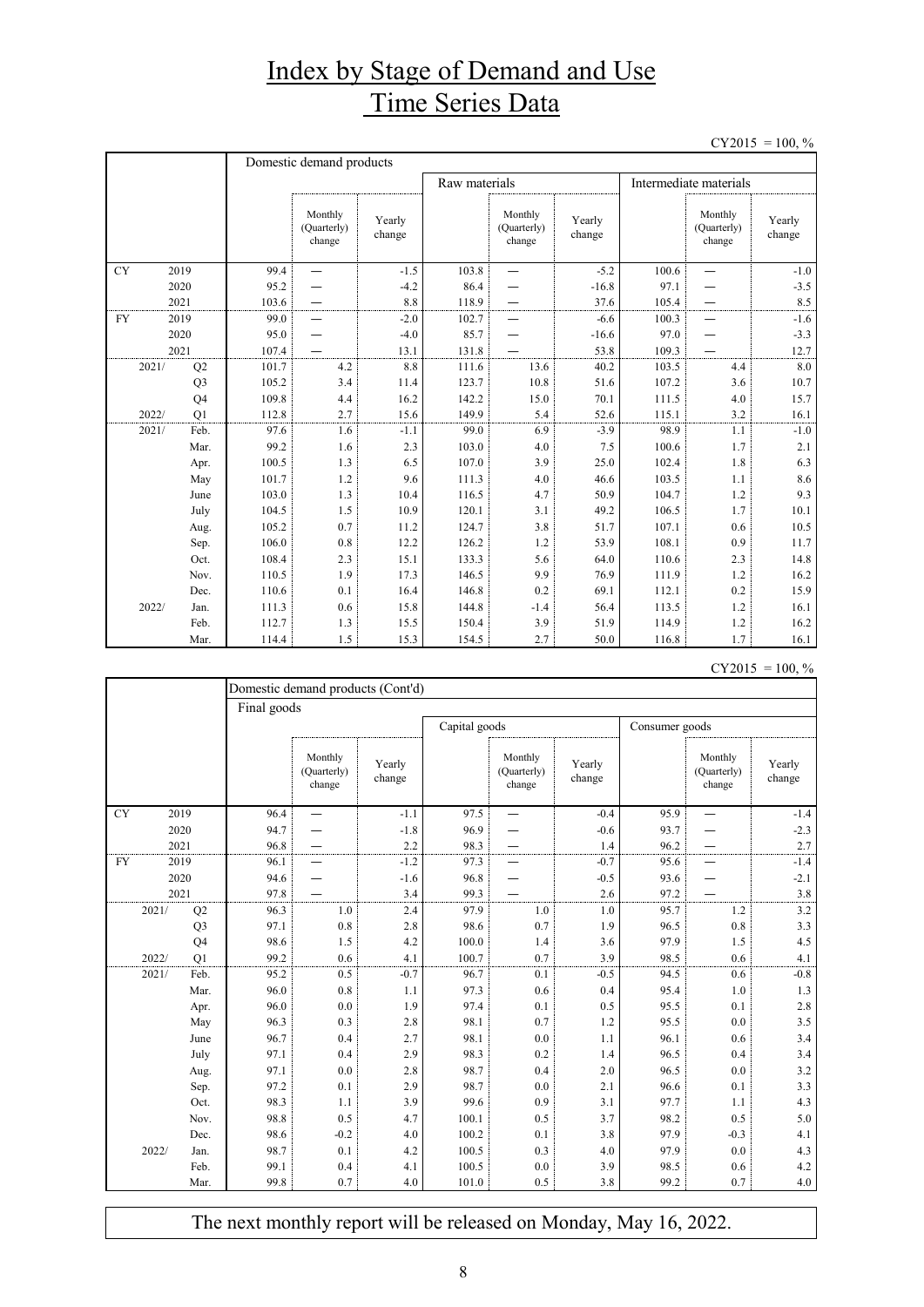# Index by Stage of Demand and Use
# Time Series Data

CY2015 = 100, %

| | | Domestic demand products | | | | | | | | |
|---|---|---|---|---|---|---|---|---|---|---|
| | | | | | Raw materials | | | Intermediate materials | | |
| | | | Monthly (Quarterly) change | Yearly change | | Monthly (Quarterly) change | Yearly change | | Monthly (Quarterly) change | Yearly change |
| CY | 2019 | 99.4 | — | -1.5 | 103.8 | — | -5.2 | 100.6 | — | -1.0 |
| | 2020 | 95.2 | — | -4.2 | 86.4 | — | -16.8 | 97.1 | — | -3.5 |
| | 2021 | 103.6 | — | 8.8 | 118.9 | — | 37.6 | 105.4 | — | 8.5 |
| FY | 2019 | 99.0 | — | -2.0 | 102.7 | — | -6.6 | 100.3 | — | -1.6 |
| | 2020 | 95.0 | — | -4.0 | 85.7 | — | -16.6 | 97.0 | — | -3.3 |
| | 2021 | 107.4 | — | 13.1 | 131.8 | — | 53.8 | 109.3 | — | 12.7 |
| 2021/ | Q2 | 101.7 | 4.2 | 8.8 | 111.6 | 13.6 | 40.2 | 103.5 | 4.4 | 8.0 |
| | Q3 | 105.2 | 3.4 | 11.4 | 123.7 | 10.8 | 51.6 | 107.2 | 3.6 | 10.7 |
| | Q4 | 109.8 | 4.4 | 16.2 | 142.2 | 15.0 | 70.1 | 111.5 | 4.0 | 15.7 |
| 2022/ | Q1 | 112.8 | 2.7 | 15.6 | 149.9 | 5.4 | 52.6 | 115.1 | 3.2 | 16.1 |
| 2021/ | Feb. | 97.6 | 1.6 | -1.1 | 99.0 | 6.9 | -3.9 | 98.9 | 1.1 | -1.0 |
| | Mar. | 99.2 | 1.6 | 2.3 | 103.0 | 4.0 | 7.5 | 100.6 | 1.7 | 2.1 |
| | Apr. | 100.5 | 1.3 | 6.5 | 107.0 | 3.9 | 25.0 | 102.4 | 1.8 | 6.3 |
| | May | 101.7 | 1.2 | 9.6 | 111.3 | 4.0 | 46.6 | 103.5 | 1.1 | 8.6 |
| | June | 103.0 | 1.3 | 10.4 | 116.5 | 4.7 | 50.9 | 104.7 | 1.2 | 9.3 |
| | July | 104.5 | 1.5 | 10.9 | 120.1 | 3.1 | 49.2 | 106.5 | 1.7 | 10.1 |
| | Aug. | 105.2 | 0.7 | 11.2 | 124.7 | 3.8 | 51.7 | 107.1 | 0.6 | 10.5 |
| | Sep. | 106.0 | 0.8 | 12.2 | 126.2 | 1.2 | 53.9 | 108.1 | 0.9 | 11.7 |
| | Oct. | 108.4 | 2.3 | 15.1 | 133.3 | 5.6 | 64.0 | 110.6 | 2.3 | 14.8 |
| | Nov. | 110.5 | 1.9 | 17.3 | 146.5 | 9.9 | 76.9 | 111.9 | 1.2 | 16.2 |
| | Dec. | 110.6 | 0.1 | 16.4 | 146.8 | 0.2 | 69.1 | 112.1 | 0.2 | 15.9 |
| 2022/ | Jan. | 111.3 | 0.6 | 15.8 | 144.8 | -1.4 | 56.4 | 113.5 | 1.2 | 16.1 |
| | Feb. | 112.7 | 1.3 | 15.5 | 150.4 | 3.9 | 51.9 | 114.9 | 1.2 | 16.2 |
| | Mar. | 114.4 | 1.5 | 15.3 | 154.5 | 2.7 | 50.0 | 116.8 | 1.7 | 16.1 |

CY2015 = 100, %

| | | Domestic demand products (Cont'd) | | | | | | | | |
|---|---|---|---|---|---|---|---|---|---|---|
| | | Final goods | | | | | | | | |
| | | | | | Capital goods | | | Consumer goods | | |
| | | | Monthly (Quarterly) change | Yearly change | | Monthly (Quarterly) change | Yearly change | | Monthly (Quarterly) change | Yearly change |
| CY | 2019 | 96.4 | — | -1.1 | 97.5 | — | -0.4 | 95.9 | — | -1.4 |
| | 2020 | 94.7 | — | -1.8 | 96.9 | — | -0.6 | 93.7 | — | -2.3 |
| | 2021 | 96.8 | — | 2.2 | 98.3 | — | 1.4 | 96.2 | — | 2.7 |
| FY | 2019 | 96.1 | — | -1.2 | 97.3 | — | -0.7 | 95.6 | — | -1.4 |
| | 2020 | 94.6 | — | -1.6 | 96.8 | — | -0.5 | 93.6 | — | -2.1 |
| | 2021 | 97.8 | — | 3.4 | 99.3 | — | 2.6 | 97.2 | — | 3.8 |
| 2021/ | Q2 | 96.3 | 1.0 | 2.4 | 97.9 | 1.0 | 1.0 | 95.7 | 1.2 | 3.2 |
| | Q3 | 97.1 | 0.8 | 2.8 | 98.6 | 0.7 | 1.9 | 96.5 | 0.8 | 3.3 |
| | Q4 | 98.6 | 1.5 | 4.2 | 100.0 | 1.4 | 3.6 | 97.9 | 1.5 | 4.5 |
| 2022/ | Q1 | 99.2 | 0.6 | 4.1 | 100.7 | 0.7 | 3.9 | 98.5 | 0.6 | 4.1 |
| 2021/ | Feb. | 95.2 | 0.5 | -0.7 | 96.7 | 0.1 | -0.5 | 94.5 | 0.6 | -0.8 |
| | Mar. | 96.0 | 0.8 | 1.1 | 97.3 | 0.6 | 0.4 | 95.4 | 1.0 | 1.3 |
| | Apr. | 96.0 | 0.0 | 1.9 | 97.4 | 0.1 | 0.5 | 95.5 | 0.1 | 2.8 |
| | May | 96.3 | 0.3 | 2.8 | 98.1 | 0.7 | 1.2 | 95.5 | 0.0 | 3.5 |
| | June | 96.7 | 0.4 | 2.7 | 98.1 | 0.0 | 1.1 | 96.1 | 0.6 | 3.4 |
| | July | 97.1 | 0.4 | 2.9 | 98.3 | 0.2 | 1.4 | 96.5 | 0.4 | 3.4 |
| | Aug. | 97.1 | 0.0 | 2.8 | 98.7 | 0.4 | 2.0 | 96.5 | 0.0 | 3.2 |
| | Sep. | 97.2 | 0.1 | 2.9 | 98.7 | 0.0 | 2.1 | 96.6 | 0.1 | 3.3 |
| | Oct. | 98.3 | 1.1 | 3.9 | 99.6 | 0.9 | 3.1 | 97.7 | 1.1 | 4.3 |
| | Nov. | 98.8 | 0.5 | 4.7 | 100.1 | 0.5 | 3.7 | 98.2 | 0.5 | 5.0 |
| | Dec. | 98.6 | -0.2 | 4.0 | 100.2 | 0.1 | 3.8 | 97.9 | -0.3 | 4.1 |
| 2022/ | Jan. | 98.7 | 0.1 | 4.2 | 100.5 | 0.3 | 4.0 | 97.9 | 0.0 | 4.3 |
| | Feb. | 99.1 | 0.4 | 4.1 | 100.5 | 0.0 | 3.9 | 98.5 | 0.6 | 4.2 |
| | Mar. | 99.8 | 0.7 | 4.0 | 101.0 | 0.5 | 3.8 | 99.2 | 0.7 | 4.0 |

The next monthly report will be released on Monday, May 16, 2022.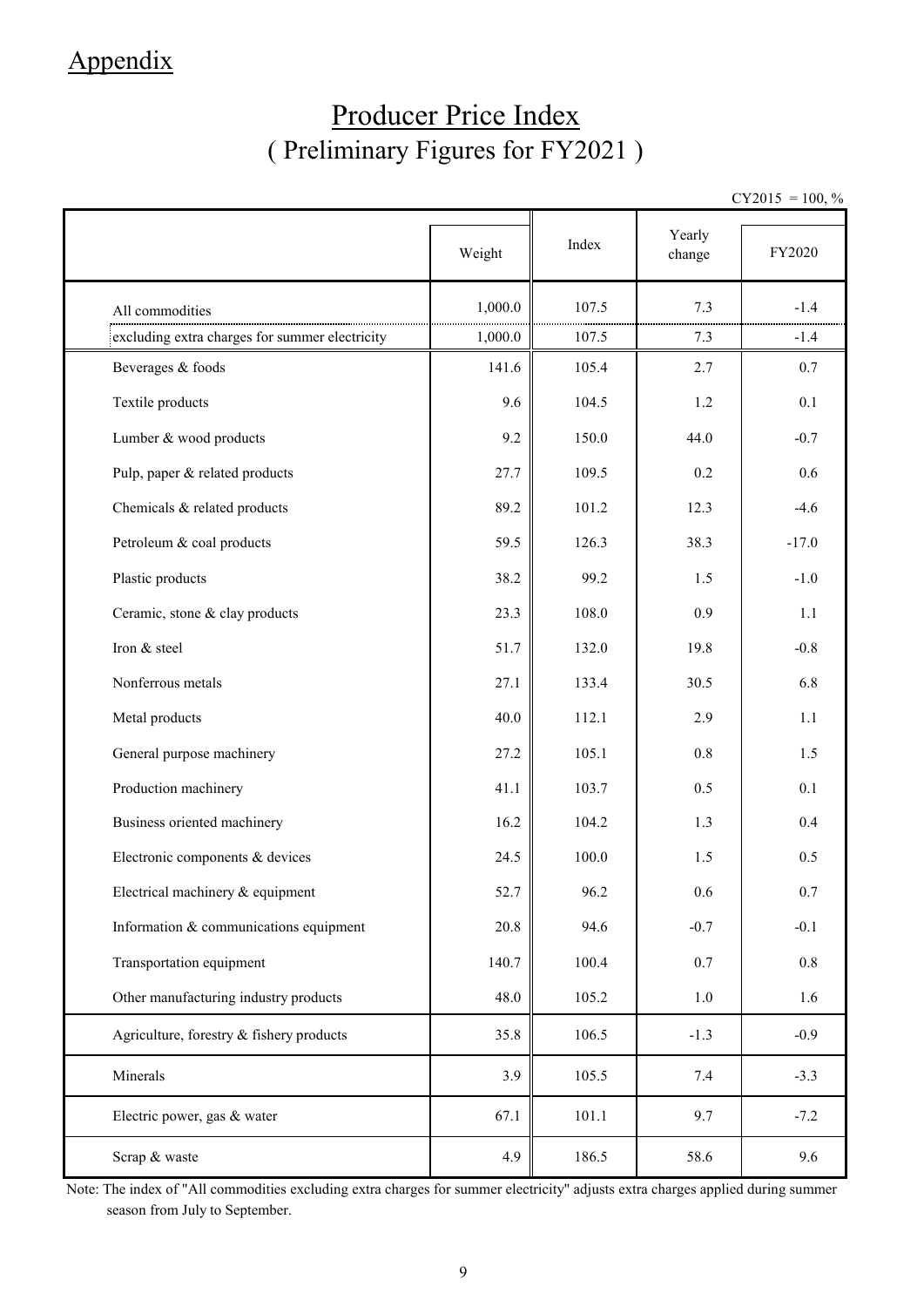# Appendix

## Producer Price Index
## ( Preliminary Figures for FY2021 )

CY2015 = 100, %

| | Weight | Index | Yearly change | FY2020 |
|---|---|---|---|---|
| All commodities | 1,000.0 | 107.5 | 7.3 | -1.4 |
| excluding extra charges for summer electricity | 1,000.0 | 107.5 | 7.3 | -1.4 |
| Beverages & foods | 141.6 | 105.4 | 2.7 | 0.7 |
| Textile products | 9.6 | 104.5 | 1.2 | 0.1 |
| Lumber & wood products | 9.2 | 150.0 | 44.0 | -0.7 |
| Pulp, paper & related products | 27.7 | 109.5 | 0.2 | 0.6 |
| Chemicals & related products | 89.2 | 101.2 | 12.3 | -4.6 |
| Petroleum & coal products | 59.5 | 126.3 | 38.3 | -17.0 |
| Plastic products | 38.2 | 99.2 | 1.5 | -1.0 |
| Ceramic, stone & clay products | 23.3 | 108.0 | 0.9 | 1.1 |
| Iron & steel | 51.7 | 132.0 | 19.8 | -0.8 |
| Nonferrous metals | 27.1 | 133.4 | 30.5 | 6.8 |
| Metal products | 40.0 | 112.1 | 2.9 | 1.1 |
| General purpose machinery | 27.2 | 105.1 | 0.8 | 1.5 |
| Production machinery | 41.1 | 103.7 | 0.5 | 0.1 |
| Business oriented machinery | 16.2 | 104.2 | 1.3 | 0.4 |
| Electronic components & devices | 24.5 | 100.0 | 1.5 | 0.5 |
| Electrical machinery & equipment | 52.7 | 96.2 | 0.6 | 0.7 |
| Information & communications equipment | 20.8 | 94.6 | -0.7 | -0.1 |
| Transportation equipment | 140.7 | 100.4 | 0.7 | 0.8 |
| Other manufacturing industry products | 48.0 | 105.2 | 1.0 | 1.6 |
| Agriculture, forestry & fishery products | 35.8 | 106.5 | -1.3 | -0.9 |
| Minerals | 3.9 | 105.5 | 7.4 | -3.3 |
| Electric power, gas & water | 67.1 | 101.1 | 9.7 | -7.2 |
| Scrap & waste | 4.9 | 186.5 | 58.6 | 9.6 |

Note: The index of "All commodities excluding extra charges for summer electricity" adjusts extra charges applied during summer season from July to September.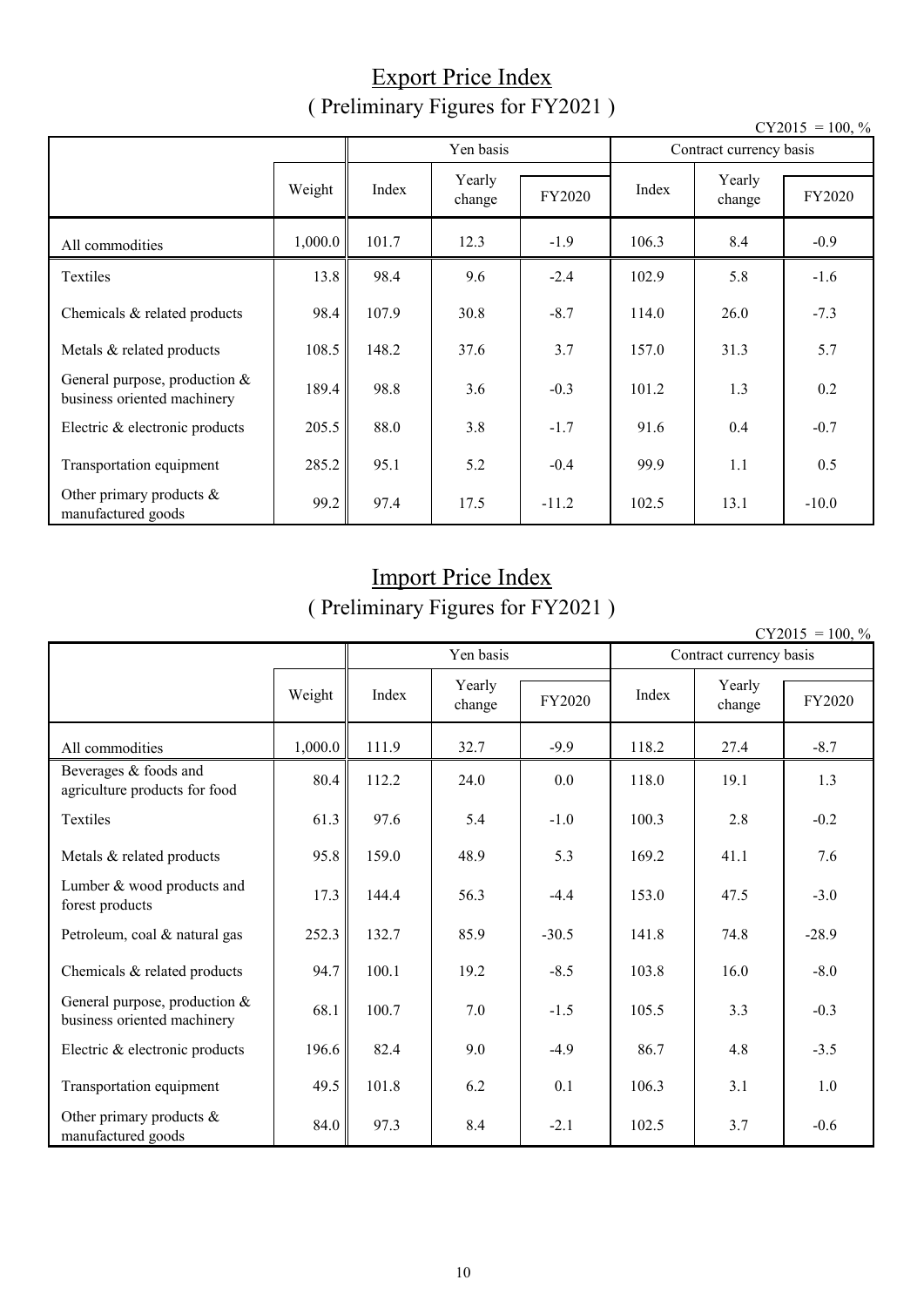# Export Price Index

## ( Preliminary Figures for FY2021 )

CY2015 = 100, %

| | Weight | Yen basis | | | Contract currency basis | | |
|---|---|---|---|---|---|---|---|
| | | Index | Yearly change | FY2020 | Index | Yearly change | FY2020 |
| All commodities | 1,000.0 | 101.7 | 12.3 | -1.9 | 106.3 | 8.4 | -0.9 |
| Textiles | 13.8 | 98.4 | 9.6 | -2.4 | 102.9 | 5.8 | -1.6 |
| Chemicals & related products | 98.4 | 107.9 | 30.8 | -8.7 | 114.0 | 26.0 | -7.3 |
| Metals & related products | 108.5 | 148.2 | 37.6 | 3.7 | 157.0 | 31.3 | 5.7 |
| General purpose, production & business oriented machinery | 189.4 | 98.8 | 3.6 | -0.3 | 101.2 | 1.3 | 0.2 |
| Electric & electronic products | 205.5 | 88.0 | 3.8 | -1.7 | 91.6 | 0.4 | -0.7 |
| Transportation equipment | 285.2 | 95.1 | 5.2 | -0.4 | 99.9 | 1.1 | 0.5 |
| Other primary products & manufactured goods | 99.2 | 97.4 | 17.5 | -11.2 | 102.5 | 13.1 | -10.0 |

# Import Price Index

## ( Preliminary Figures for FY2021 )

CY2015 = 100, %

| | Weight | Yen basis | | | Contract currency basis | | |
|---|---|---|---|---|---|---|---|
| | | Index | Yearly change | FY2020 | Index | Yearly change | FY2020 |
| All commodities | 1,000.0 | 111.9 | 32.7 | -9.9 | 118.2 | 27.4 | -8.7 |
| Beverages & foods and agriculture products for food | 80.4 | 112.2 | 24.0 | 0.0 | 118.0 | 19.1 | 1.3 |
| Textiles | 61.3 | 97.6 | 5.4 | -1.0 | 100.3 | 2.8 | -0.2 |
| Metals & related products | 95.8 | 159.0 | 48.9 | 5.3 | 169.2 | 41.1 | 7.6 |
| Lumber & wood products and forest products | 17.3 | 144.4 | 56.3 | -4.4 | 153.0 | 47.5 | -3.0 |
| Petroleum, coal & natural gas | 252.3 | 132.7 | 85.9 | -30.5 | 141.8 | 74.8 | -28.9 |
| Chemicals & related products | 94.7 | 100.1 | 19.2 | -8.5 | 103.8 | 16.0 | -8.0 |
| General purpose, production & business oriented machinery | 68.1 | 100.7 | 7.0 | -1.5 | 105.5 | 3.3 | -0.3 |
| Electric & electronic products | 196.6 | 82.4 | 9.0 | -4.9 | 86.7 | 4.8 | -3.5 |
| Transportation equipment | 49.5 | 101.8 | 6.2 | 0.1 | 106.3 | 3.1 | 1.0 |
| Other primary products & manufactured goods | 84.0 | 97.3 | 8.4 | -2.1 | 102.5 | 3.7 | -0.6 |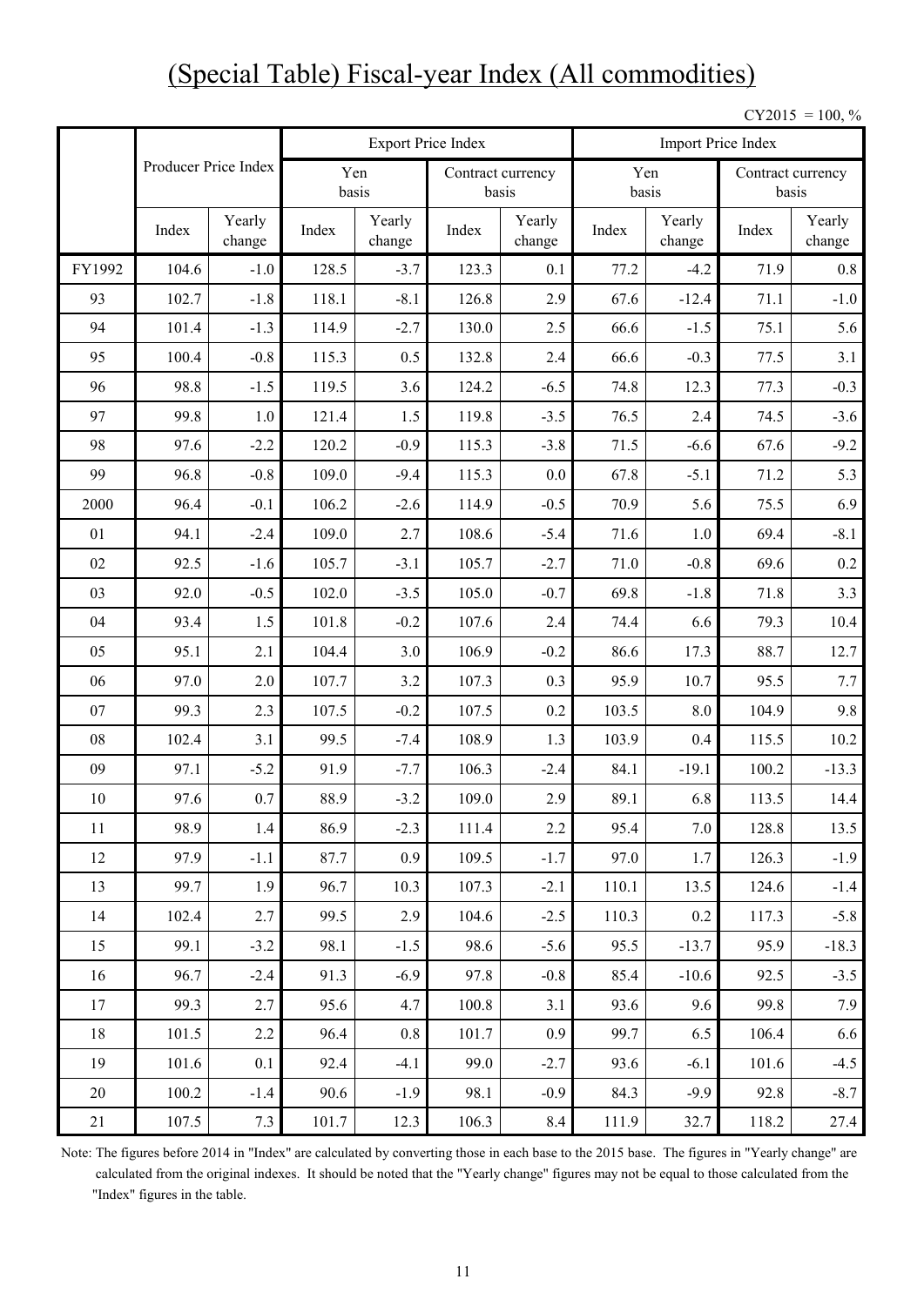# (Special Table) Fiscal-year Index (All commodities)

CY2015 = 100, %

| | Producer Price Index | | Export Price Index | | | | Import Price Index | | | |
|---|---|---|---|---|---|---|---|---|---|---|
| | | | Yen basis | | Contract currency basis | | Yen basis | | Contract currency basis | |
| | Index | Yearly change | Index | Yearly change | Index | Yearly change | Index | Yearly change | Index | Yearly change |
| FY1992 | 104.6 | -1.0 | 128.5 | -3.7 | 123.3 | 0.1 | 77.2 | -4.2 | 71.9 | 0.8 |
| 93 | 102.7 | -1.8 | 118.1 | -8.1 | 126.8 | 2.9 | 67.6 | -12.4 | 71.1 | -1.0 |
| 94 | 101.4 | -1.3 | 114.9 | -2.7 | 130.0 | 2.5 | 66.6 | -1.5 | 75.1 | 5.6 |
| 95 | 100.4 | -0.8 | 115.3 | 0.5 | 132.8 | 2.4 | 66.6 | -0.3 | 77.5 | 3.1 |
| 96 | 98.8 | -1.5 | 119.5 | 3.6 | 124.2 | -6.5 | 74.8 | 12.3 | 77.3 | -0.3 |
| 97 | 99.8 | 1.0 | 121.4 | 1.5 | 119.8 | -3.5 | 76.5 | 2.4 | 74.5 | -3.6 |
| 98 | 97.6 | -2.2 | 120.2 | -0.9 | 115.3 | -3.8 | 71.5 | -6.6 | 67.6 | -9.2 |
| 99 | 96.8 | -0.8 | 109.0 | -9.4 | 115.3 | 0.0 | 67.8 | -5.1 | 71.2 | 5.3 |
| 2000 | 96.4 | -0.1 | 106.2 | -2.6 | 114.9 | -0.5 | 70.9 | 5.6 | 75.5 | 6.9 |
| 01 | 94.1 | -2.4 | 109.0 | 2.7 | 108.6 | -5.4 | 71.6 | 1.0 | 69.4 | -8.1 |
| 02 | 92.5 | -1.6 | 105.7 | -3.1 | 105.7 | -2.7 | 71.0 | -0.8 | 69.6 | 0.2 |
| 03 | 92.0 | -0.5 | 102.0 | -3.5 | 105.0 | -0.7 | 69.8 | -1.8 | 71.8 | 3.3 |
| 04 | 93.4 | 1.5 | 101.8 | -0.2 | 107.6 | 2.4 | 74.4 | 6.6 | 79.3 | 10.4 |
| 05 | 95.1 | 2.1 | 104.4 | 3.0 | 106.9 | -0.2 | 86.6 | 17.3 | 88.7 | 12.7 |
| 06 | 97.0 | 2.0 | 107.7 | 3.2 | 107.3 | 0.3 | 95.9 | 10.7 | 95.5 | 7.7 |
| 07 | 99.3 | 2.3 | 107.5 | -0.2 | 107.5 | 0.2 | 103.5 | 8.0 | 104.9 | 9.8 |
| 08 | 102.4 | 3.1 | 99.5 | -7.4 | 108.9 | 1.3 | 103.9 | 0.4 | 115.5 | 10.2 |
| 09 | 97.1 | -5.2 | 91.9 | -7.7 | 106.3 | -2.4 | 84.1 | -19.1 | 100.2 | -13.3 |
| 10 | 97.6 | 0.7 | 88.9 | -3.2 | 109.0 | 2.9 | 89.1 | 6.8 | 113.5 | 14.4 |
| 11 | 98.9 | 1.4 | 86.9 | -2.3 | 111.4 | 2.2 | 95.4 | 7.0 | 128.8 | 13.5 |
| 12 | 97.9 | -1.1 | 87.7 | 0.9 | 109.5 | -1.7 | 97.0 | 1.7 | 126.3 | -1.9 |
| 13 | 99.7 | 1.9 | 96.7 | 10.3 | 107.3 | -2.1 | 110.1 | 13.5 | 124.6 | -1.4 |
| 14 | 102.4 | 2.7 | 99.5 | 2.9 | 104.6 | -2.5 | 110.3 | 0.2 | 117.3 | -5.8 |
| 15 | 99.1 | -3.2 | 98.1 | -1.5 | 98.6 | -5.6 | 95.5 | -13.7 | 95.9 | -18.3 |
| 16 | 96.7 | -2.4 | 91.3 | -6.9 | 97.8 | -0.8 | 85.4 | -10.6 | 92.5 | -3.5 |
| 17 | 99.3 | 2.7 | 95.6 | 4.7 | 100.8 | 3.1 | 93.6 | 9.6 | 99.8 | 7.9 |
| 18 | 101.5 | 2.2 | 96.4 | 0.8 | 101.7 | 0.9 | 99.7 | 6.5 | 106.4 | 6.6 |
| 19 | 101.6 | 0.1 | 92.4 | -4.1 | 99.0 | -2.7 | 93.6 | -6.1 | 101.6 | -4.5 |
| 20 | 100.2 | -1.4 | 90.6 | -1.9 | 98.1 | -0.9 | 84.3 | -9.9 | 92.8 | -8.7 |
| 21 | 107.5 | 7.3 | 101.7 | 12.3 | 106.3 | 8.4 | 111.9 | 32.7 | 118.2 | 27.4 |

Note: The figures before 2014 in "Index" are calculated by converting those in each base to the 2015 base. The figures in "Yearly change" are calculated from the original indexes. It should be noted that the "Yearly change" figures may not be equal to those calculated from the "Index" figures in the table.